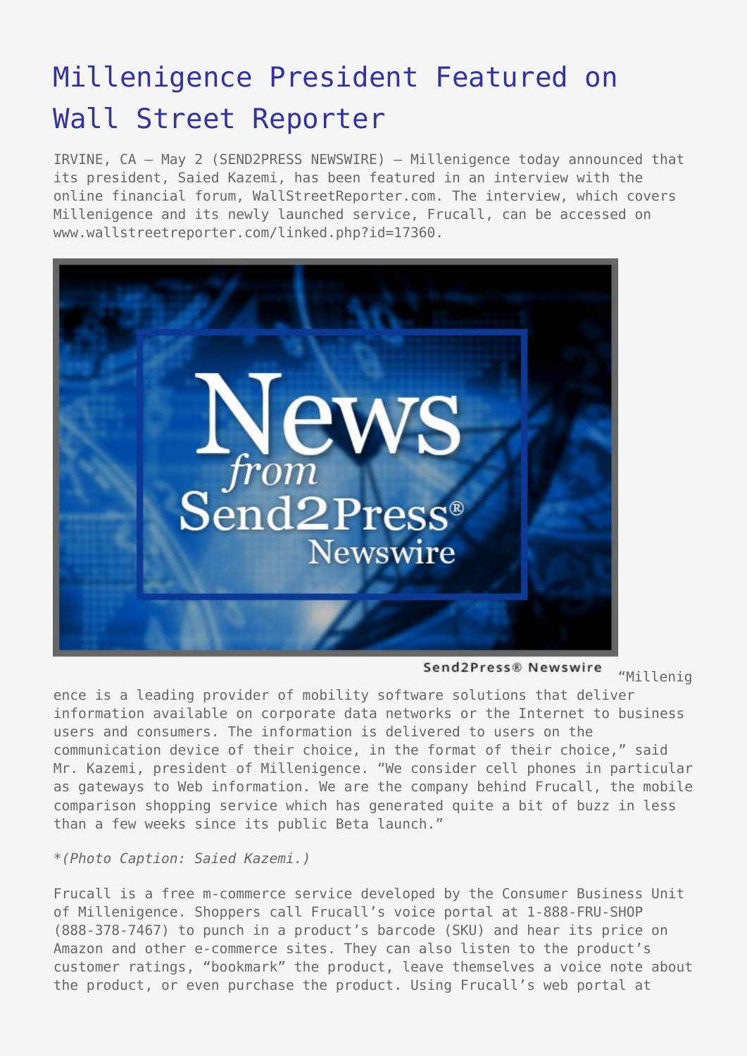# Millenigence President Featured on Wall Street Reporter

IRVINE, CA – May 2 (SEND2PRESS NEWSWIRE) – Millenigence today announced that its president, Saied Kazemi, has been featured in an interview with the online financial forum, WallStreetReporter.com. The interview, which covers Millenigence and its newly launched service, Frucall, can be accessed on www.wallstreetreporter.com/linked.php?id=17360.

Send2Press® Newswire

"Millenigence is a leading provider of mobility software solutions that deliver information available on corporate data networks or the Internet to business users and consumers. The information is delivered to users on the communication device of their choice, in the format of their choice," said Mr. Kazemi, president of Millenigence. "We consider cell phones in particular as gateways to Web information. We are the company behind Frucall, the mobile comparison shopping service which has generated quite a bit of buzz in less than a few weeks since its public Beta launch."

*(Photo Caption: Saied Kazemi.)*

Frucall is a free m-commerce service developed by the Consumer Business Unit of Millenigence. Shoppers call Frucall's voice portal at 1-888-FRU-SHOP (888-378-7467) to punch in a product's barcode (SKU) and hear its price on Amazon and other e-commerce sites. They can also listen to the product's customer ratings, "bookmark" the product, leave themselves a voice note about the product, or even purchase the product. Using Frucall's web portal at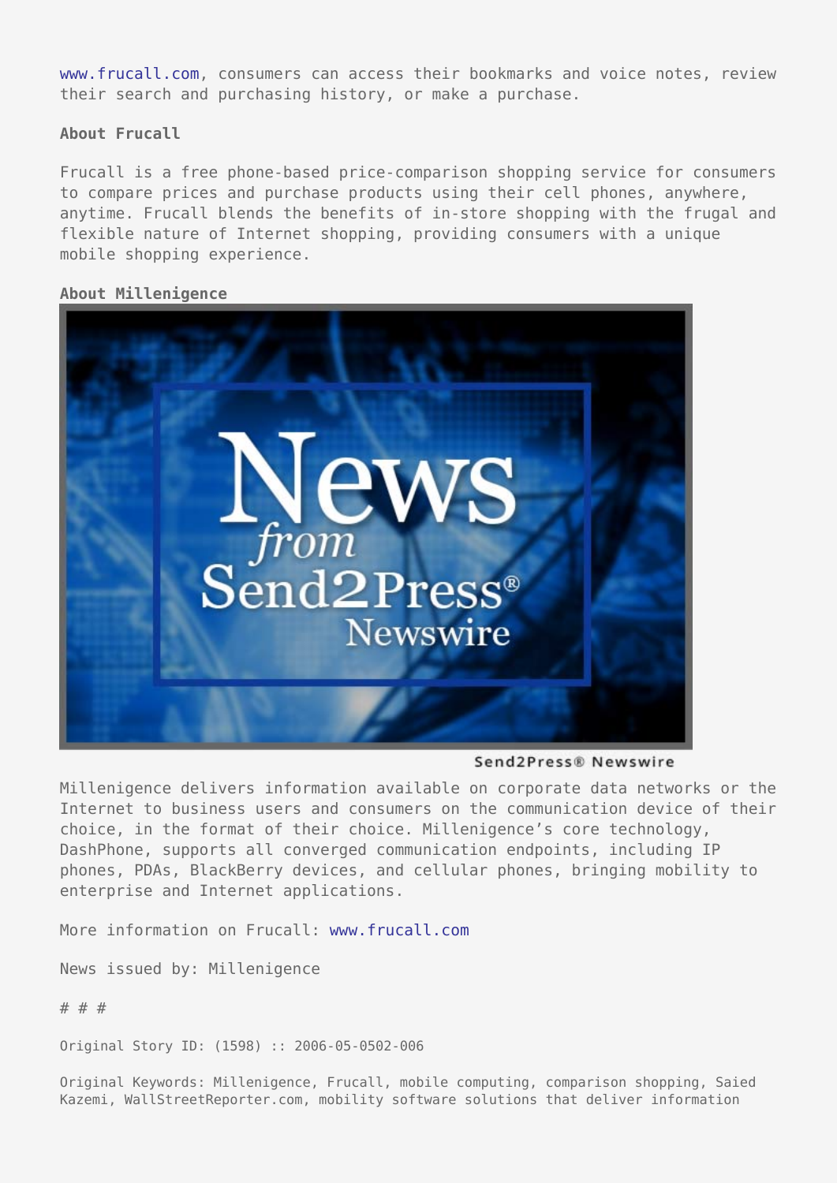www.frucall.com, consumers can access their bookmarks and voice notes, review their search and purchasing history, or make a purchase.

**About Frucall**

Frucall is a free phone-based price-comparison shopping service for consumers to compare prices and purchase products using their cell phones, anywhere, anytime. Frucall blends the benefits of in-store shopping with the frugal and flexible nature of Internet shopping, providing consumers with a unique mobile shopping experience.

**About Millenigence**

Send2Press® Newswire

Millenigence delivers information available on corporate data networks or the Internet to business users and consumers on the communication device of their choice, in the format of their choice. Millenigence's core technology, DashPhone, supports all converged communication endpoints, including IP phones, PDAs, BlackBerry devices, and cellular phones, bringing mobility to enterprise and Internet applications.

More information on Frucall: www.frucall.com

News issued by: Millenigence

# # #

Original Story ID: (1598) :: 2006-05-0502-006

Original Keywords: Millenigence, Frucall, mobile computing, comparison shopping, Saied Kazemi, WallStreetReporter.com, mobility software solutions that deliver information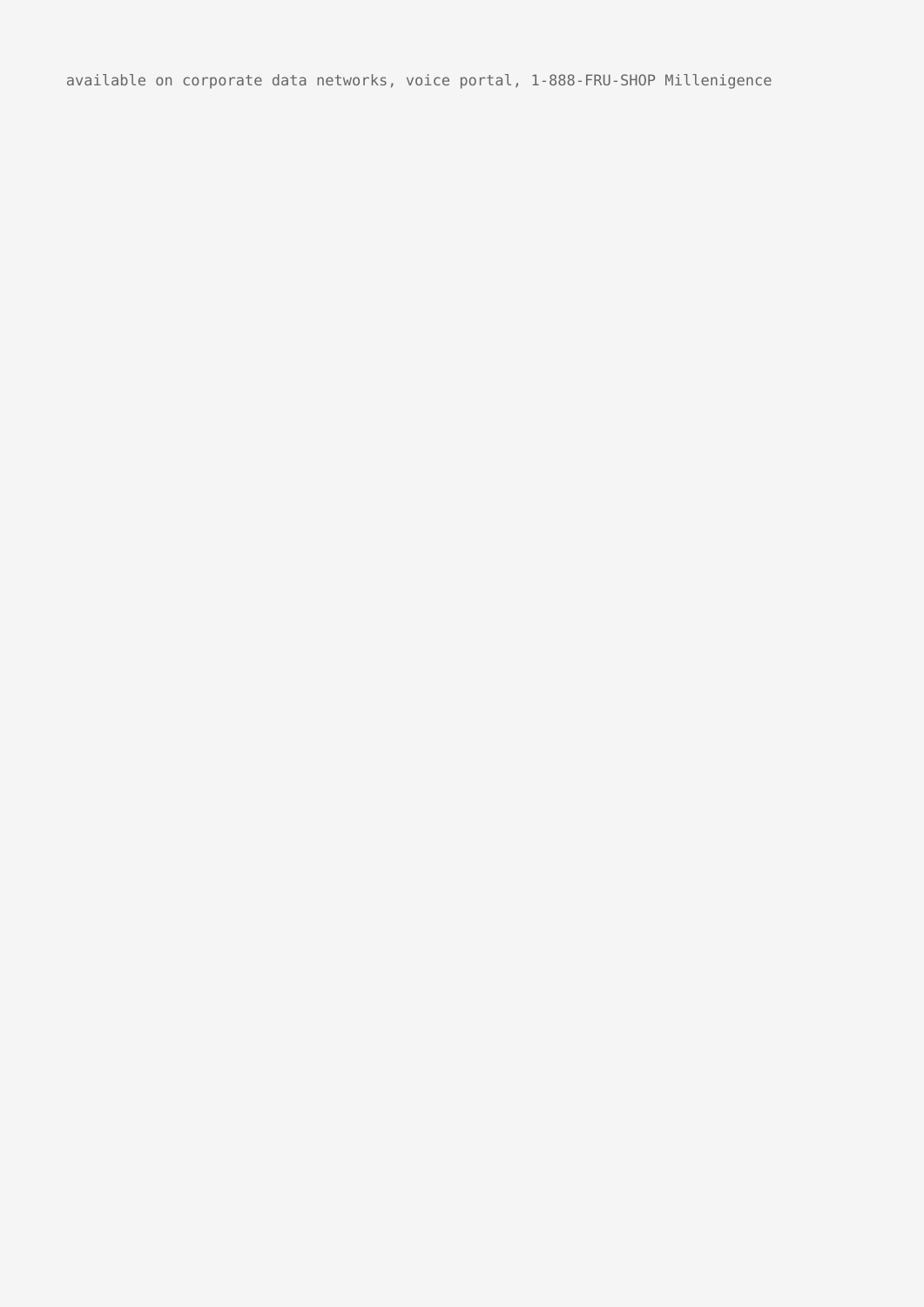available on corporate data networks, voice portal, 1-888-FRU-SHOP Millenigence